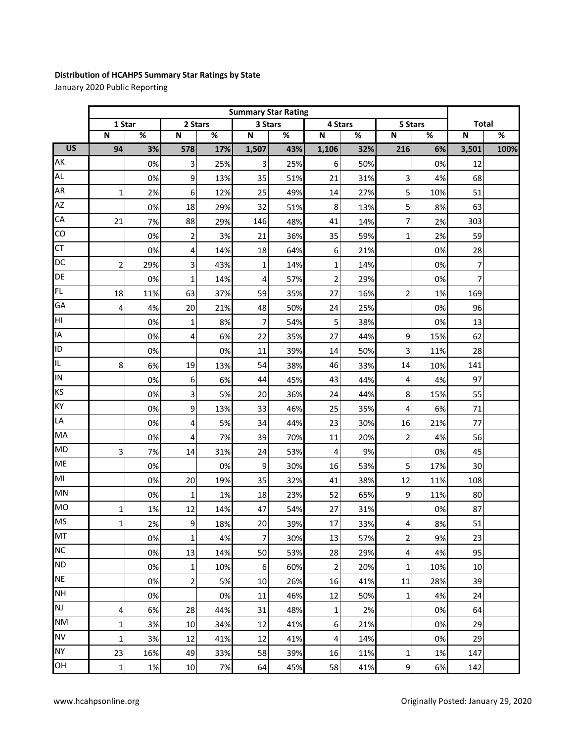**Distribution of HCAHPS Summary Star Ratings by State**

January 2020 Public Reporting

| | Summary Star Rating | | | | | | | | | | | |
|---|---|---|---|---|---|---|---|---|---|---|---|---|
| | 1 Star | | 2 Stars | | 3 Stars | | 4 Stars | | 5 Stars | | Total | |
| | N | % | N | % | N | % | N | % | N | % | N | % |
| **US** | **94** | **3%** | **578** | **17%** | **1,507** | **43%** | **1,106** | **32%** | **216** | **6%** | **3,501** | **100%** |
| AK | | 0% | 3 | 25% | 3 | 25% | 6 | 50% | | 0% | 12 | |
| AL | | 0% | 9 | 13% | 35 | 51% | 21 | 31% | 3 | 4% | 68 | |
| AR | 1 | 2% | 6 | 12% | 25 | 49% | 14 | 27% | 5 | 10% | 51 | |
| AZ | | 0% | 18 | 29% | 32 | 51% | 8 | 13% | 5 | 8% | 63 | |
| CA | 21 | 7% | 88 | 29% | 146 | 48% | 41 | 14% | 7 | 2% | 303 | |
| CO | | 0% | 2 | 3% | 21 | 36% | 35 | 59% | 1 | 2% | 59 | |
| CT | | 0% | 4 | 14% | 18 | 64% | 6 | 21% | | 0% | 28 | |
| DC | 2 | 29% | 3 | 43% | 1 | 14% | 1 | 14% | | 0% | 7 | |
| DE | | 0% | 1 | 14% | 4 | 57% | 2 | 29% | | 0% | 7 | |
| FL | 18 | 11% | 63 | 37% | 59 | 35% | 27 | 16% | 2 | 1% | 169 | |
| GA | 4 | 4% | 20 | 21% | 48 | 50% | 24 | 25% | | 0% | 96 | |
| HI | | 0% | 1 | 8% | 7 | 54% | 5 | 38% | | 0% | 13 | |
| IA | | 0% | 4 | 6% | 22 | 35% | 27 | 44% | 9 | 15% | 62 | |
| ID | | 0% | | 0% | 11 | 39% | 14 | 50% | 3 | 11% | 28 | |
| IL | 8 | 6% | 19 | 13% | 54 | 38% | 46 | 33% | 14 | 10% | 141 | |
| IN | | 0% | 6 | 6% | 44 | 45% | 43 | 44% | 4 | 4% | 97 | |
| KS | | 0% | 3 | 5% | 20 | 36% | 24 | 44% | 8 | 15% | 55 | |
| KY | | 0% | 9 | 13% | 33 | 46% | 25 | 35% | 4 | 6% | 71 | |
| LA | | 0% | 4 | 5% | 34 | 44% | 23 | 30% | 16 | 21% | 77 | |
| MA | | 0% | 4 | 7% | 39 | 70% | 11 | 20% | 2 | 4% | 56 | |
| MD | 3 | 7% | 14 | 31% | 24 | 53% | 4 | 9% | | 0% | 45 | |
| ME | | 0% | | 0% | 9 | 30% | 16 | 53% | 5 | 17% | 30 | |
| MI | | 0% | 20 | 19% | 35 | 32% | 41 | 38% | 12 | 11% | 108 | |
| MN | | 0% | 1 | 1% | 18 | 23% | 52 | 65% | 9 | 11% | 80 | |
| MO | 1 | 1% | 12 | 14% | 47 | 54% | 27 | 31% | | 0% | 87 | |
| MS | 1 | 2% | 9 | 18% | 20 | 39% | 17 | 33% | 4 | 8% | 51 | |
| MT | | 0% | 1 | 4% | 7 | 30% | 13 | 57% | 2 | 9% | 23 | |
| NC | | 0% | 13 | 14% | 50 | 53% | 28 | 29% | 4 | 4% | 95 | |
| ND | | 0% | 1 | 10% | 6 | 60% | 2 | 20% | 1 | 10% | 10 | |
| NE | | 0% | 2 | 5% | 10 | 26% | 16 | 41% | 11 | 28% | 39 | |
| NH | | 0% | | 0% | 11 | 46% | 12 | 50% | 1 | 4% | 24 | |
| NJ | 4 | 6% | 28 | 44% | 31 | 48% | 1 | 2% | | 0% | 64 | |
| NM | 1 | 3% | 10 | 34% | 12 | 41% | 6 | 21% | | 0% | 29 | |
| NV | 1 | 3% | 12 | 41% | 12 | 41% | 4 | 14% | | 0% | 29 | |
| NY | 23 | 16% | 49 | 33% | 58 | 39% | 16 | 11% | 1 | 1% | 147 | |
| OH | 1 | 1% | 10 | 7% | 64 | 45% | 58 | 41% | 9 | 6% | 142 | |

www.hcahpsonline.org

Originally Posted: January 29, 2020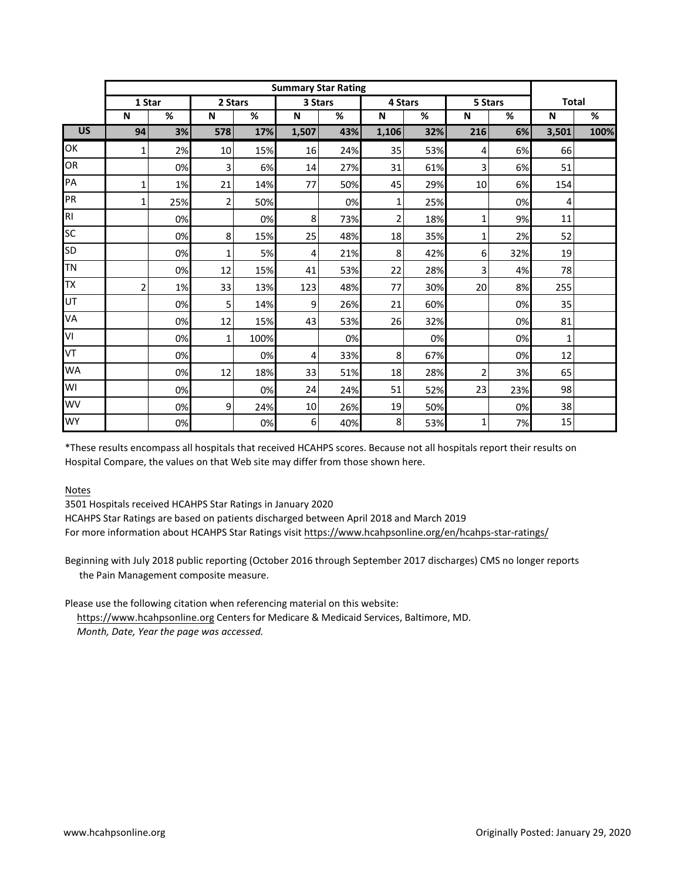| | Summary Star Rating | | | | | | | | | | | |
|---|---|---|---|---|---|---|---|---|---|---|---|---|
| | 1 Star | | 2 Stars | | 3 Stars | | 4 Stars | | 5 Stars | | Total | |
| | N | % | N | % | N | % | N | % | N | % | N | % |
| **US** | **94** | **3%** | **578** | **17%** | **1,507** | **43%** | **1,106** | **32%** | **216** | **6%** | **3,501** | **100%** |
| OK | 1 | 2% | 10 | 15% | 16 | 24% | 35 | 53% | 4 | 6% | 66 | |
| OR | | 0% | 3 | 6% | 14 | 27% | 31 | 61% | 3 | 6% | 51 | |
| PA | 1 | 1% | 21 | 14% | 77 | 50% | 45 | 29% | 10 | 6% | 154 | |
| PR | 1 | 25% | 2 | 50% | | 0% | 1 | 25% | | 0% | 4 | |
| RI | | 0% | | 0% | 8 | 73% | 2 | 18% | 1 | 9% | 11 | |
| SC | | 0% | 8 | 15% | 25 | 48% | 18 | 35% | 1 | 2% | 52 | |
| SD | | 0% | 1 | 5% | 4 | 21% | 8 | 42% | 6 | 32% | 19 | |
| TN | | 0% | 12 | 15% | 41 | 53% | 22 | 28% | 3 | 4% | 78 | |
| TX | 2 | 1% | 33 | 13% | 123 | 48% | 77 | 30% | 20 | 8% | 255 | |
| UT | | 0% | 5 | 14% | 9 | 26% | 21 | 60% | | 0% | 35 | |
| VA | | 0% | 12 | 15% | 43 | 53% | 26 | 32% | | 0% | 81 | |
| VI | | 0% | 1 | 100% | | 0% | | 0% | | 0% | 1 | |
| VT | | 0% | | 0% | 4 | 33% | 8 | 67% | | 0% | 12 | |
| WA | | 0% | 12 | 18% | 33 | 51% | 18 | 28% | 2 | 3% | 65 | |
| WI | | 0% | | 0% | 24 | 24% | 51 | 52% | 23 | 23% | 98 | |
| WV | | 0% | 9 | 24% | 10 | 26% | 19 | 50% | | 0% | 38 | |
| WY | | 0% | | 0% | 6 | 40% | 8 | 53% | 1 | 7% | 15 | |

*These results encompass all hospitals that received HCAHPS scores. Because not all hospitals report their results on Hospital Compare, the values on that Web site may differ from those shown here.

Notes

3501 Hospitals received HCAHPS Star Ratings in January 2020

HCAHPS Star Ratings are based on patients discharged between April 2018 and March 2019

For more information about HCAHPS Star Ratings visit https://www.hcahpsonline.org/en/hcahps-star-ratings/

Beginning with July 2018 public reporting (October 2016 through September 2017 discharges) CMS no longer reports the Pain Management composite measure.

Please use the following citation when referencing material on this website:
https://www.hcahpsonline.org Centers for Medicare & Medicaid Services, Baltimore, MD.
*Month, Date, Year the page was accessed.*

www.hcahpsonline.org

Originally Posted: January 29, 2020